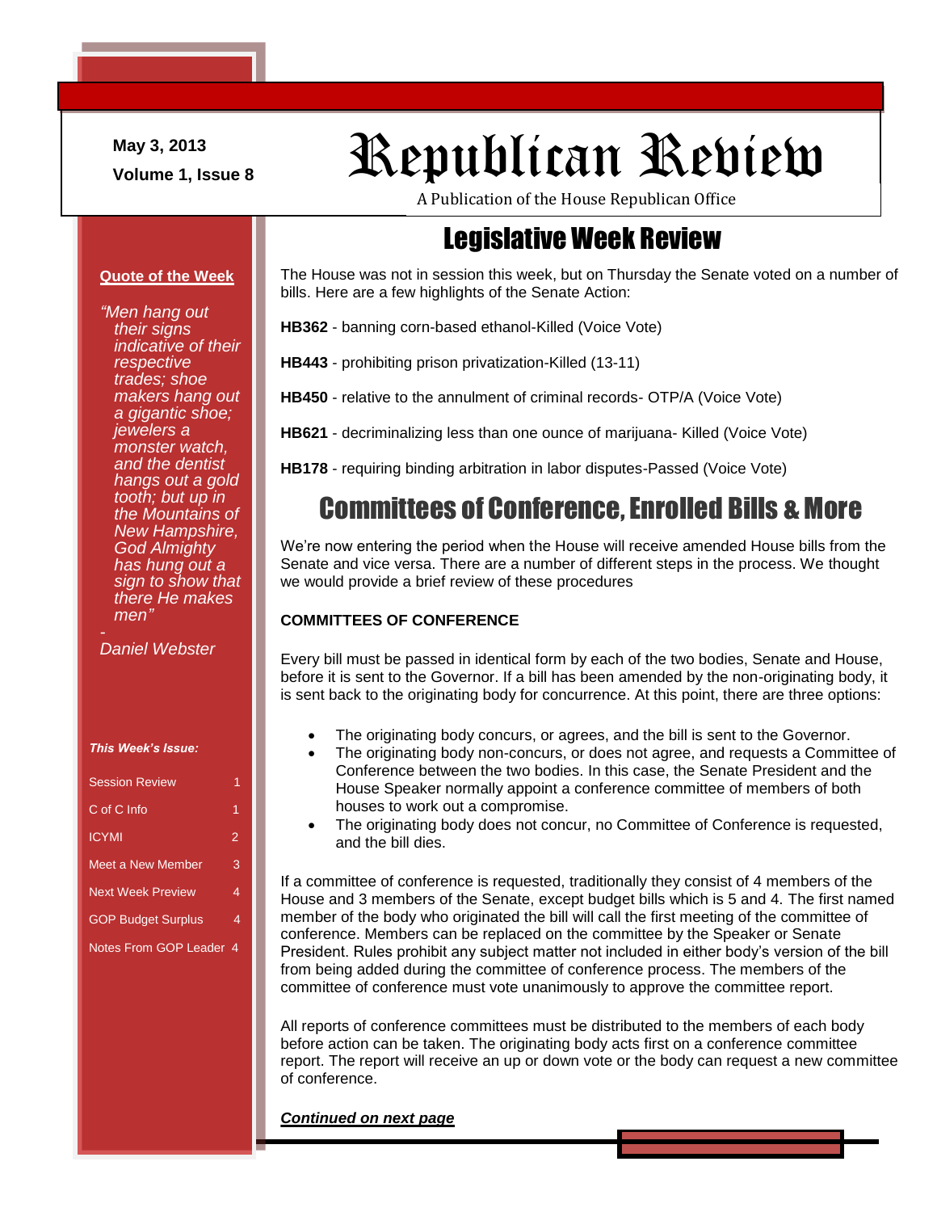May 3, 2013

Volume 1, Issue 8

# Republican Review

A Publication of the House Republican Office

**Quote of the Week**

*"Men hang out their signs indicative of their respective trades; shoe makers hang out a gigantic shoe; jewelers a monster watch, and the dentist hangs out a gold tooth; but up in the Mountains of New Hampshire, God Almighty has hung out a sign to show that there He makes men"*

*- Daniel Webster*

***This Week's Issue:***

| | |
|---|---|
| Session Review | 1 |
| C of C Info | 1 |
| ICYMI | 2 |
| Meet a New Member | 3 |
| Next Week Preview | 4 |
| GOP Budget Surplus | 4 |
| Notes From GOP Leader | 4 |

## Legislative Week Review

The House was not in session this week, but on Thursday the Senate voted on a number of bills. Here are a few highlights of the Senate Action:

**HB362** - banning corn-based ethanol-Killed (Voice Vote)

**HB443** - prohibiting prison privatization-Killed (13-11)

**HB450** - relative to the annulment of criminal records- OTP/A (Voice Vote)

**HB621** - decriminalizing less than one ounce of marijuana- Killed (Voice Vote)

**HB178** - requiring binding arbitration in labor disputes-Passed (Voice Vote)

## Committees of Conference, Enrolled Bills & More

We're now entering the period when the House will receive amended House bills from the Senate and vice versa. There are a number of different steps in the process. We thought we would provide a brief review of these procedures

**COMMITTEES OF CONFERENCE**

Every bill must be passed in identical form by each of the two bodies, Senate and House, before it is sent to the Governor. If a bill has been amended by the non-originating body, it is sent back to the originating body for concurrence. At this point, there are three options:

- The originating body concurs, or agrees, and the bill is sent to the Governor.
- The originating body non-concurs, or does not agree, and requests a Committee of Conference between the two bodies. In this case, the Senate President and the House Speaker normally appoint a conference committee of members of both houses to work out a compromise.
- The originating body does not concur, no Committee of Conference is requested, and the bill dies.

If a committee of conference is requested, traditionally they consist of 4 members of the House and 3 members of the Senate, except budget bills which is 5 and 4. The first named member of the body who originated the bill will call the first meeting of the committee of conference. Members can be replaced on the committee by the Speaker or Senate President. Rules prohibit any subject matter not included in either body's version of the bill from being added during the committee of conference process. The members of the committee of conference must vote unanimously to approve the committee report.

All reports of conference committees must be distributed to the members of each body before action can be taken. The originating body acts first on a conference committee report. The report will receive an up or down vote or the body can request a new committee of conference.

***Continued on next page***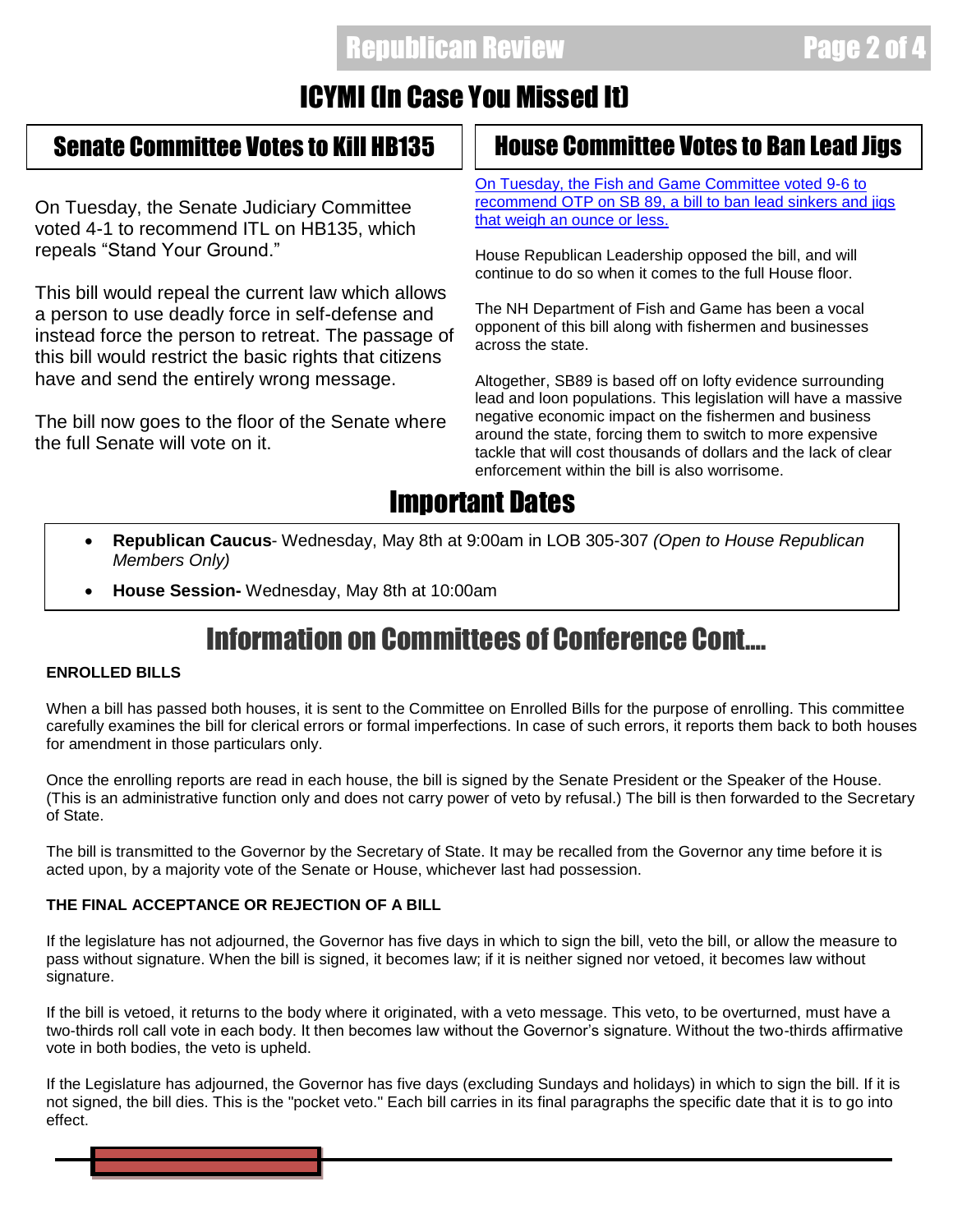# ICYMI (In Case You Missed It)

## Senate Committee Votes to Kill HB135

On Tuesday, the Senate Judiciary Committee voted 4-1 to recommend ITL on HB135, which repeals "Stand Your Ground."

This bill would repeal the current law which allows a person to use deadly force in self-defense and instead force the person to retreat. The passage of this bill would restrict the basic rights that citizens have and send the entirely wrong message.

The bill now goes to the floor of the Senate where the full Senate will vote on it.

## House Committee Votes to Ban Lead Jigs

On Tuesday, the Fish and Game Committee voted 9-6 to recommend OTP on SB 89, a bill to ban lead sinkers and jigs that weigh an ounce or less.

House Republican Leadership opposed the bill, and will continue to do so when it comes to the full House floor.

The NH Department of Fish and Game has been a vocal opponent of this bill along with fishermen and businesses across the state.

Altogether, SB89 is based off on lofty evidence surrounding lead and loon populations. This legislation will have a massive negative economic impact on the fishermen and business around the state, forcing them to switch to more expensive tackle that will cost thousands of dollars and the lack of clear enforcement within the bill is also worrisome.

# Important Dates

- **Republican Caucus**- Wednesday, May 8th at 9:00am in LOB 305-307 *(Open to House Republican Members Only)*
- **House Session-** Wednesday, May 8th at 10:00am

# Information on Committees of Conference Cont....

**ENROLLED BILLS**

When a bill has passed both houses, it is sent to the Committee on Enrolled Bills for the purpose of enrolling. This committee carefully examines the bill for clerical errors or formal imperfections. In case of such errors, it reports them back to both houses for amendment in those particulars only.

Once the enrolling reports are read in each house, the bill is signed by the Senate President or the Speaker of the House. (This is an administrative function only and does not carry power of veto by refusal.) The bill is then forwarded to the Secretary of State.

The bill is transmitted to the Governor by the Secretary of State. It may be recalled from the Governor any time before it is acted upon, by a majority vote of the Senate or House, whichever last had possession.

**THE FINAL ACCEPTANCE OR REJECTION OF A BILL**

If the legislature has not adjourned, the Governor has five days in which to sign the bill, veto the bill, or allow the measure to pass without signature. When the bill is signed, it becomes law; if it is neither signed nor vetoed, it becomes law without signature.

If the bill is vetoed, it returns to the body where it originated, with a veto message. This veto, to be overturned, must have a two-thirds roll call vote in each body. It then becomes law without the Governor's signature. Without the two-thirds affirmative vote in both bodies, the veto is upheld.

If the Legislature has adjourned, the Governor has five days (excluding Sundays and holidays) in which to sign the bill. If it is not signed, the bill dies. This is the "pocket veto." Each bill carries in its final paragraphs the specific date that it is to go into effect.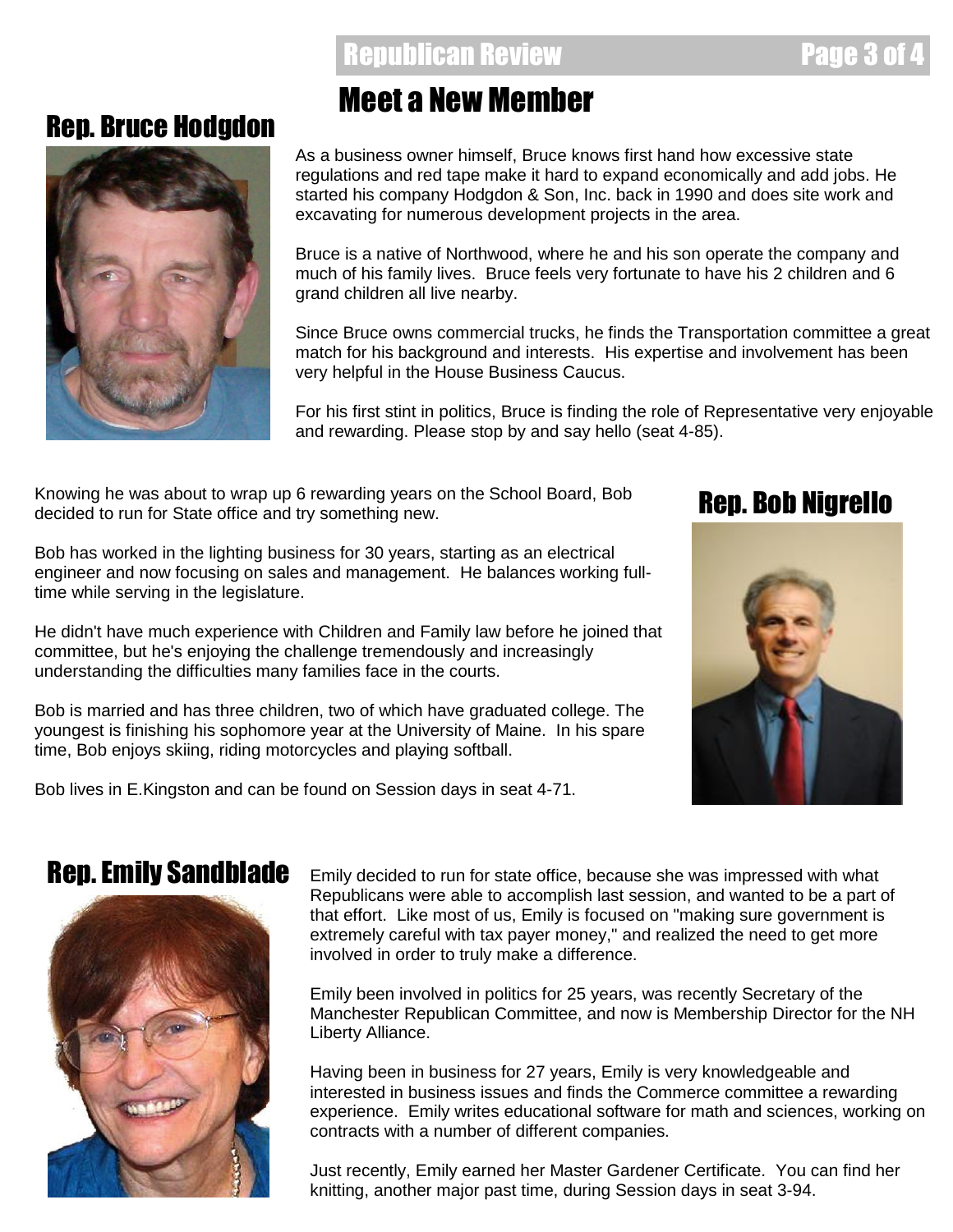# Meet a New Member

## Rep. Bruce Hodgdon

As a business owner himself, Bruce knows first hand how excessive state regulations and red tape make it hard to expand economically and add jobs. He started his company Hodgdon & Son, Inc. back in 1990 and does site work and excavating for numerous development projects in the area.

Bruce is a native of Northwood, where he and his son operate the company and much of his family lives. Bruce feels very fortunate to have his 2 children and 6 grand children all live nearby.

Since Bruce owns commercial trucks, he finds the Transportation committee a great match for his background and interests. His expertise and involvement has been very helpful in the House Business Caucus.

For his first stint in politics, Bruce is finding the role of Representative very enjoyable and rewarding. Please stop by and say hello (seat 4-85).

## Rep. Bob Nigrello

Knowing he was about to wrap up 6 rewarding years on the School Board, Bob decided to run for State office and try something new.

Bob has worked in the lighting business for 30 years, starting as an electrical engineer and now focusing on sales and management. He balances working full-time while serving in the legislature.

He didn't have much experience with Children and Family law before he joined that committee, but he's enjoying the challenge tremendously and increasingly understanding the difficulties many families face in the courts.

Bob is married and has three children, two of which have graduated college. The youngest is finishing his sophomore year at the University of Maine. In his spare time, Bob enjoys skiing, riding motorcycles and playing softball.

Bob lives in E.Kingston and can be found on Session days in seat 4-71.

## Rep. Emily Sandblade

Emily decided to run for state office, because she was impressed with what Republicans were able to accomplish last session, and wanted to be a part of that effort. Like most of us, Emily is focused on "making sure government is extremely careful with tax payer money," and realized the need to get more involved in order to truly make a difference.

Emily been involved in politics for 25 years, was recently Secretary of the Manchester Republican Committee, and now is Membership Director for the NH Liberty Alliance.

Having been in business for 27 years, Emily is very knowledgeable and interested in business issues and finds the Commerce committee a rewarding experience. Emily writes educational software for math and sciences, working on contracts with a number of different companies.

Just recently, Emily earned her Master Gardener Certificate. You can find her knitting, another major past time, during Session days in seat 3-94.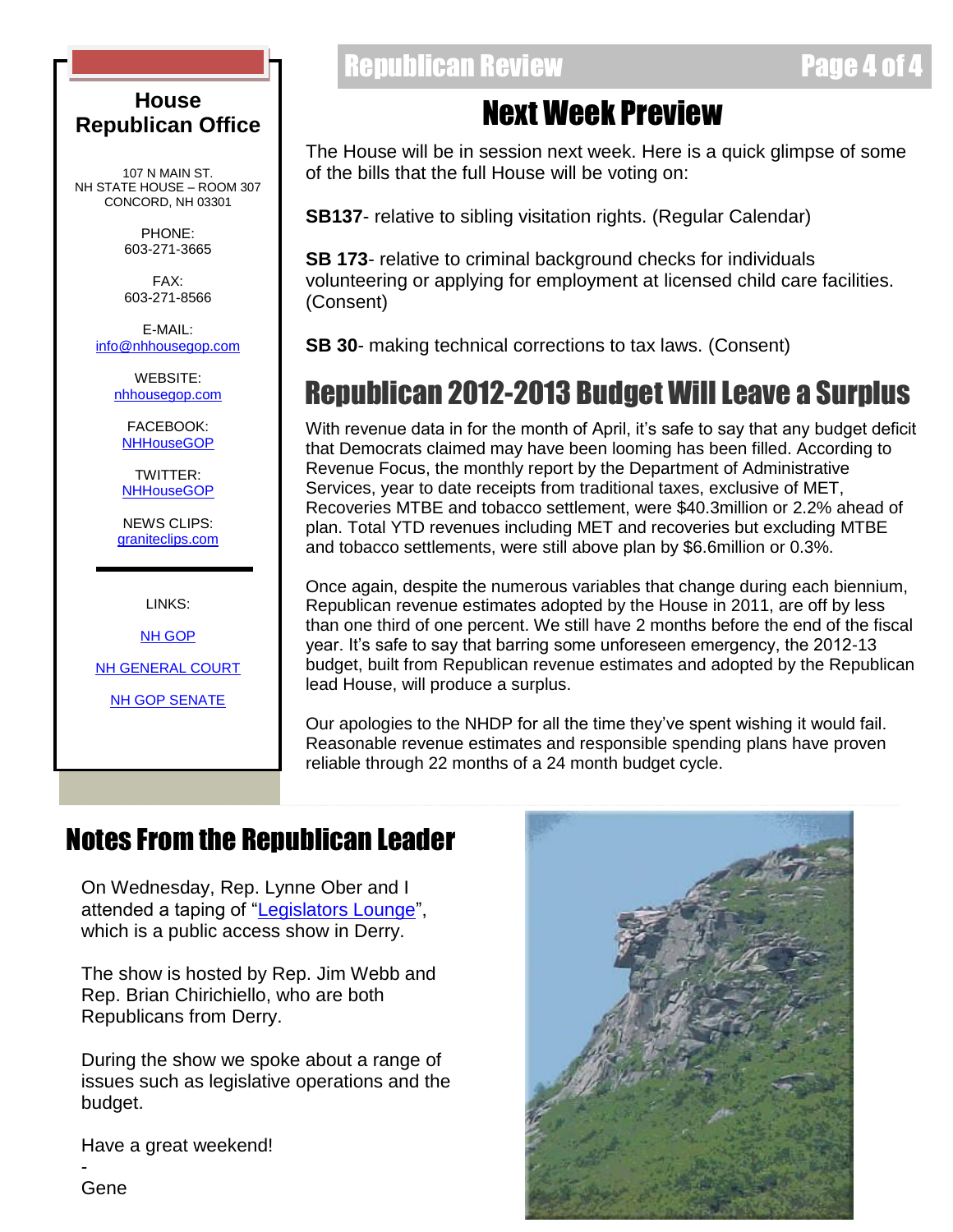## House Republican Office

107 N MAIN ST.
NH STATE HOUSE – ROOM 307
CONCORD, NH 03301

PHONE:
603-271-3665

FAX:
603-271-8566

E-MAIL:
info@nhhousegop.com

WEBSITE:
nhhousegop.com

FACEBOOK:
NHHouseGOP

TWITTER:
NHHouseGOP

NEWS CLIPS:
graniteclips.com

LINKS:

NH GOP

NH GENERAL COURT

NH GOP SENATE

# Next Week Preview

The House will be in session next week. Here is a quick glimpse of some of the bills that the full House will be voting on:

**SB137**- relative to sibling visitation rights. (Regular Calendar)

**SB 173**- relative to criminal background checks for individuals volunteering or applying for employment at licensed child care facilities. (Consent)

**SB 30**- making technical corrections to tax laws. (Consent)

# Republican 2012-2013 Budget Will Leave a Surplus

With revenue data in for the month of April, it's safe to say that any budget deficit that Democrats claimed may have been looming has been filled. According to Revenue Focus, the monthly report by the Department of Administrative Services, year to date receipts from traditional taxes, exclusive of MET, Recoveries MTBE and tobacco settlement, were $40.3million or 2.2% ahead of plan. Total YTD revenues including MET and recoveries but excluding MTBE and tobacco settlements, were still above plan by $6.6million or 0.3%.

Once again, despite the numerous variables that change during each biennium, Republican revenue estimates adopted by the House in 2011, are off by less than one third of one percent. We still have 2 months before the end of the fiscal year. It's safe to say that barring some unforeseen emergency, the 2012-13 budget, built from Republican revenue estimates and adopted by the Republican lead House, will produce a surplus.

Our apologies to the NHDP for all the time they've spent wishing it would fail. Reasonable revenue estimates and responsible spending plans have proven reliable through 22 months of a 24 month budget cycle.

# Notes From the Republican Leader

On Wednesday, Rep. Lynne Ober and I attended a taping of "Legislators Lounge", which is a public access show in Derry.

The show is hosted by Rep. Jim Webb and Rep. Brian Chirichiello, who are both Republicans from Derry.

During the show we spoke about a range of issues such as legislative operations and the budget.

Have a great weekend!

-
Gene